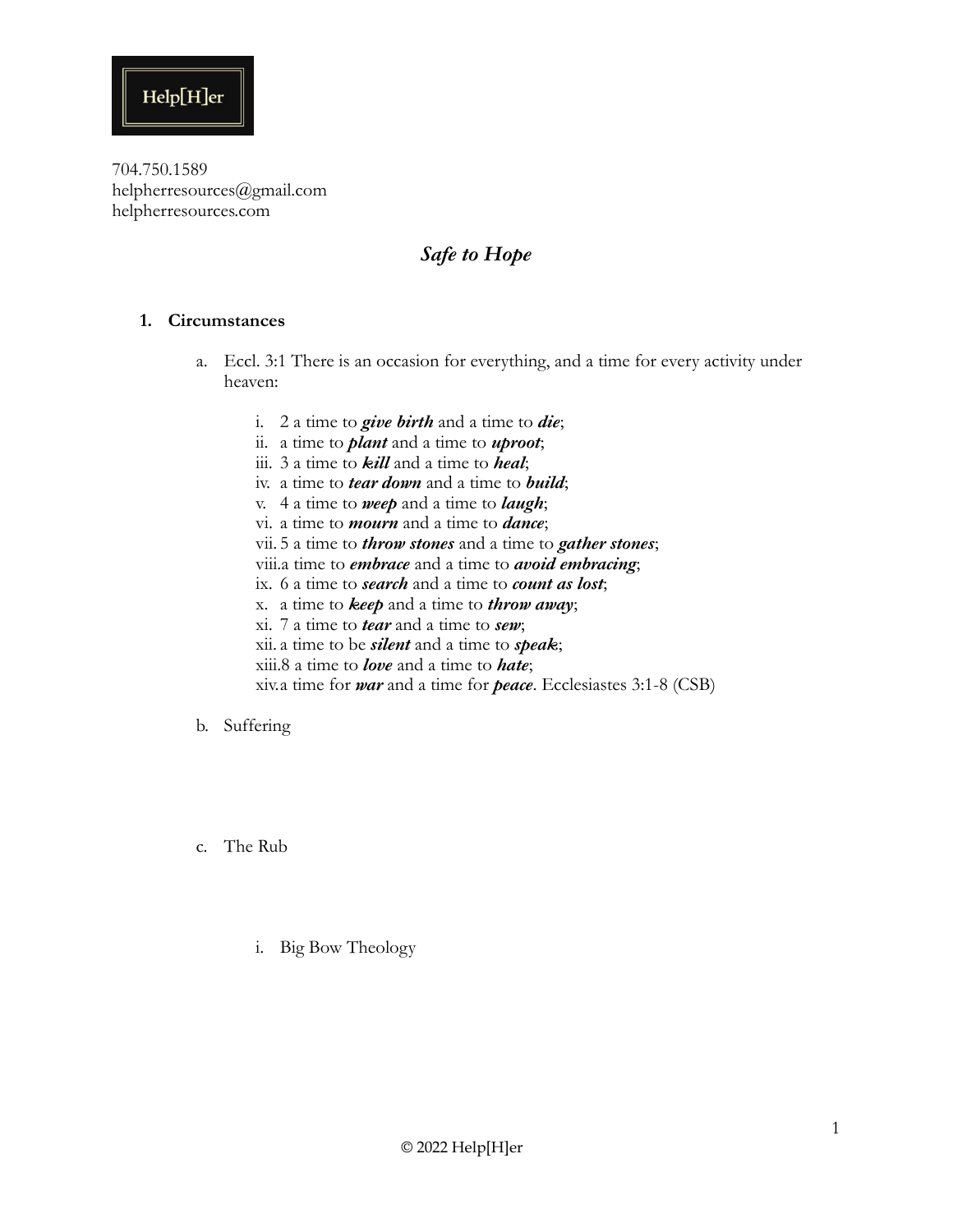Help[H]er

704.750.1589
helpherresources@gmail.com
helpherresources.com

# *Safe to Hope*

1. **Circumstances**

   a. Eccl. 3:1 There is an occasion for everything, and a time for every activity under heaven:

      i. 2 a time to ***give birth*** and a time to ***die***;
      ii. a time to ***plant*** and a time to ***uproot***;
      iii. 3 a time to ***kill*** and a time to ***heal***;
      iv. a time to ***tear down*** and a time to ***build***;
      v. 4 a time to ***weep*** and a time to ***laugh***;
      vi. a time to ***mourn*** and a time to ***dance***;
      vii. 5 a time to ***throw stones*** and a time to ***gather stones***;
      viii. a time to ***embrace*** and a time to ***avoid embracing***;
      ix. 6 a time to ***search*** and a time to ***count as lost***;
      x. a time to ***keep*** and a time to ***throw away***;
      xi. 7 a time to ***tear*** and a time to ***sew***;
      xii. a time to be ***silent*** and a time to ***speak***;
      xiii. 8 a time to ***love*** and a time to ***hate***;
      xiv. a time for ***war*** and a time for ***peace***. Ecclesiastes 3:1-8 (CSB)

   b. Suffering

   c. The Rub

      i. Big Bow Theology

© 2022 Help[H]er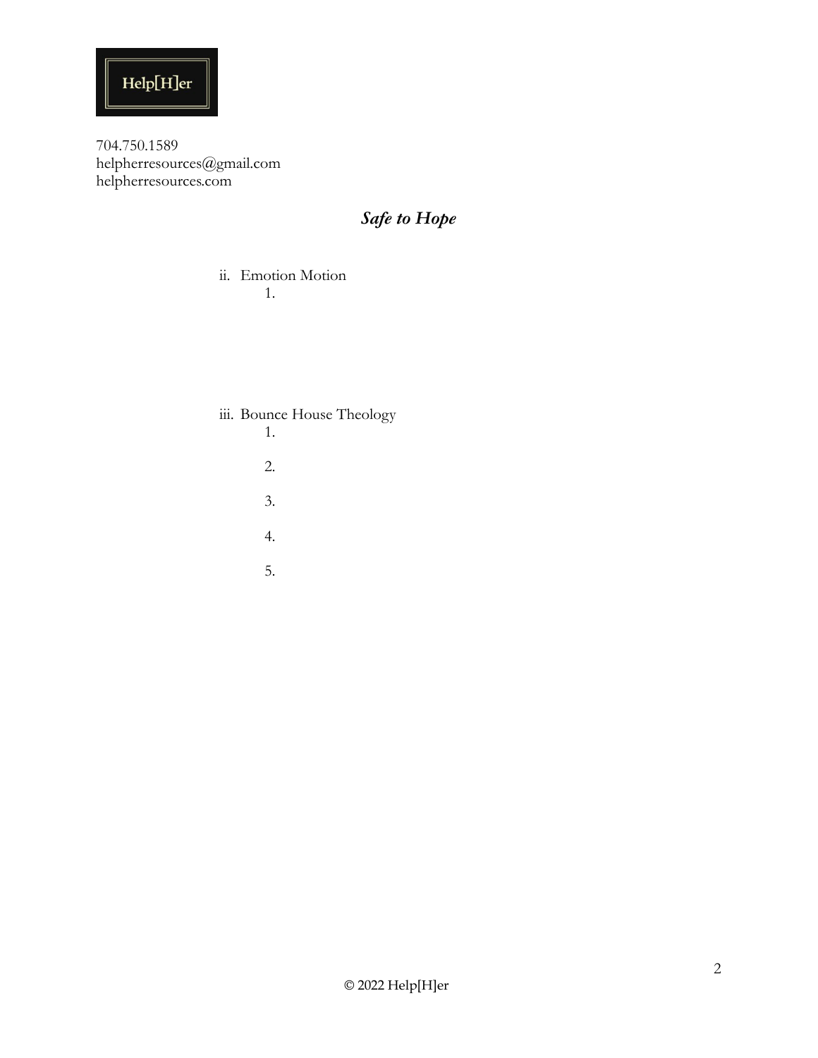Help[H]er

704.750.1589
helpherresources@gmail.com
helpherresources.com

## *Safe to Hope*

ii. Emotion Motion
    1.

iii. Bounce House Theology
    1.
    2.
    3.
    4.
    5.

© 2022 Help[H]er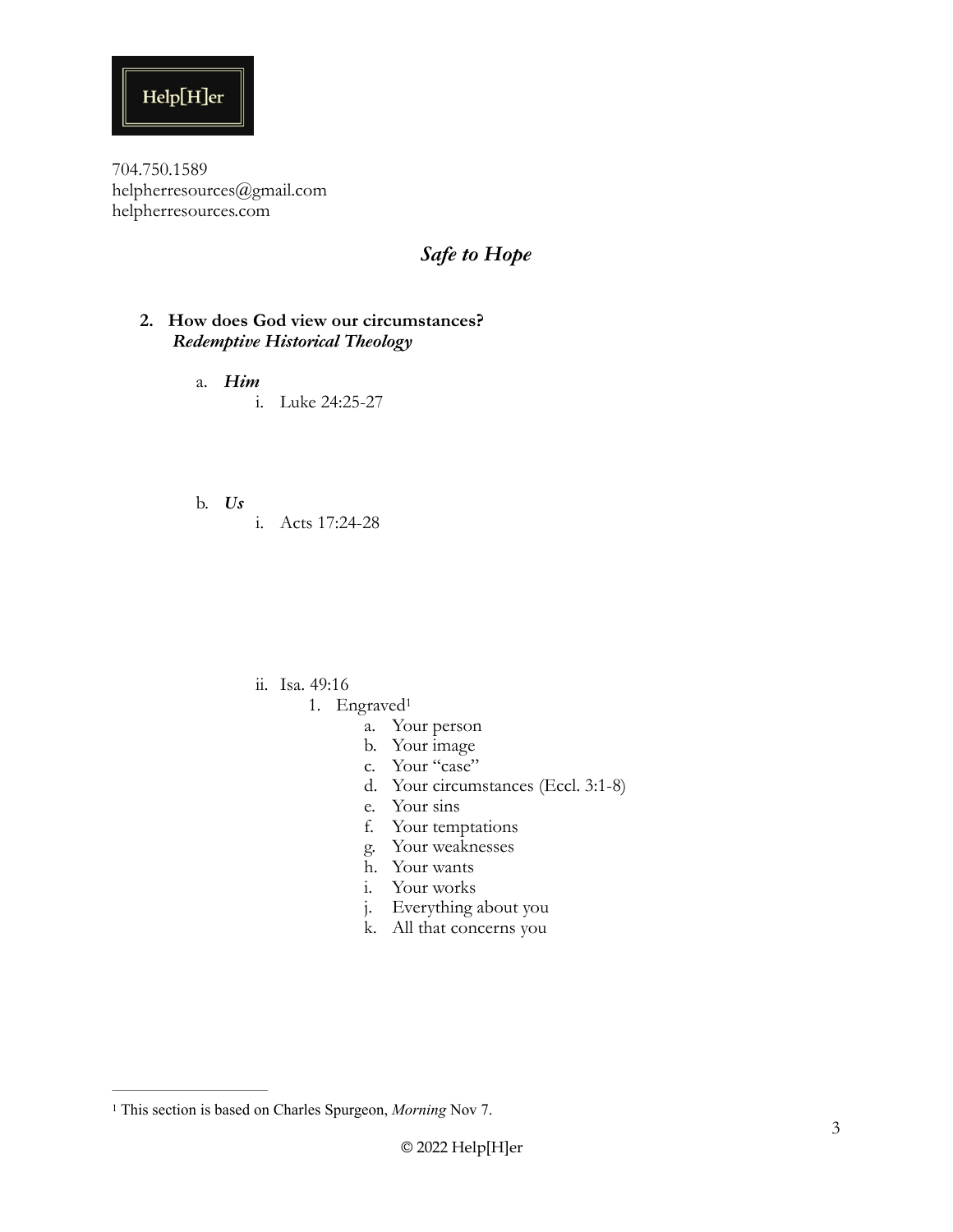Help[H]er

704.750.1589
helpherresources@gmail.com
helpherresources.com

# *Safe to Hope*

2. **How does God view our circumstances?**
   ***Redemptive Historical Theology***

   a. ***Him***
      i. Luke 24:25-27

   b. ***Us***
      i. Acts 17:24-28

      ii. Isa. 49:16
         1. Engraved[1]
            a. Your person
            b. Your image
            c. Your "case"
            d. Your circumstances (Eccl. 3:1-8)
            e. Your sins
            f. Your temptations
            g. Your weaknesses
            h. Your wants
            i. Your works
            j. Everything about you
            k. All that concerns you

---

[1] This section is based on Charles Spurgeon, *Morning* Nov 7.

© 2022 Help[H]er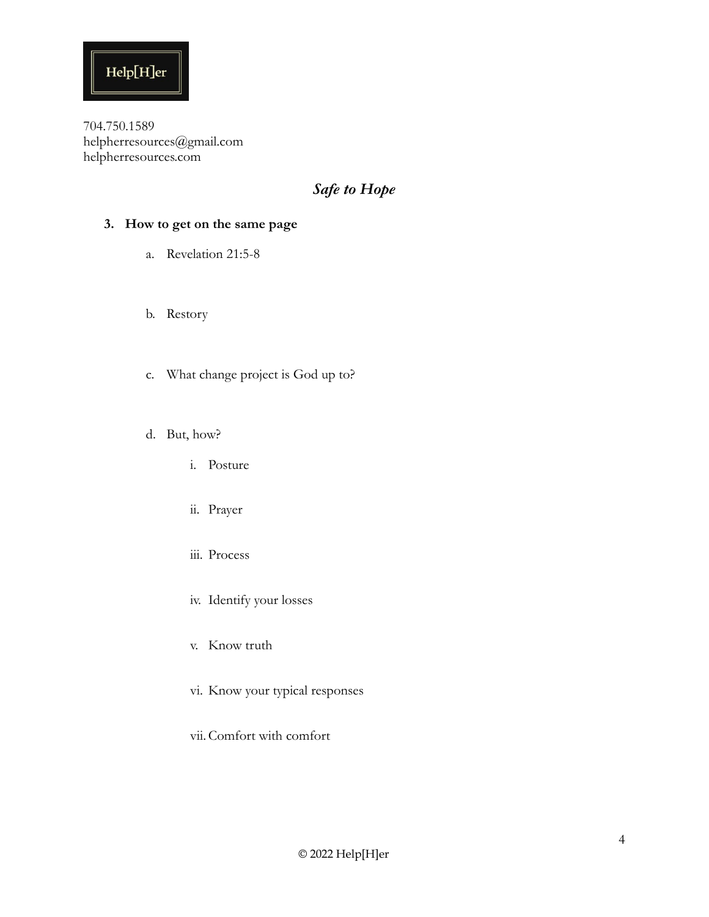Help[H]er

704.750.1589
helpherresources@gmail.com
helpherresources.com

## *Safe to Hope*

**3. How to get on the same page**

a. Revelation 21:5-8

b. Restory

c. What change project is God up to?

d. But, how?

   i. Posture

   ii. Prayer

   iii. Process

   iv. Identify your losses

   v. Know truth

   vi. Know your typical responses

   vii. Comfort with comfort

© 2022 Help[H]er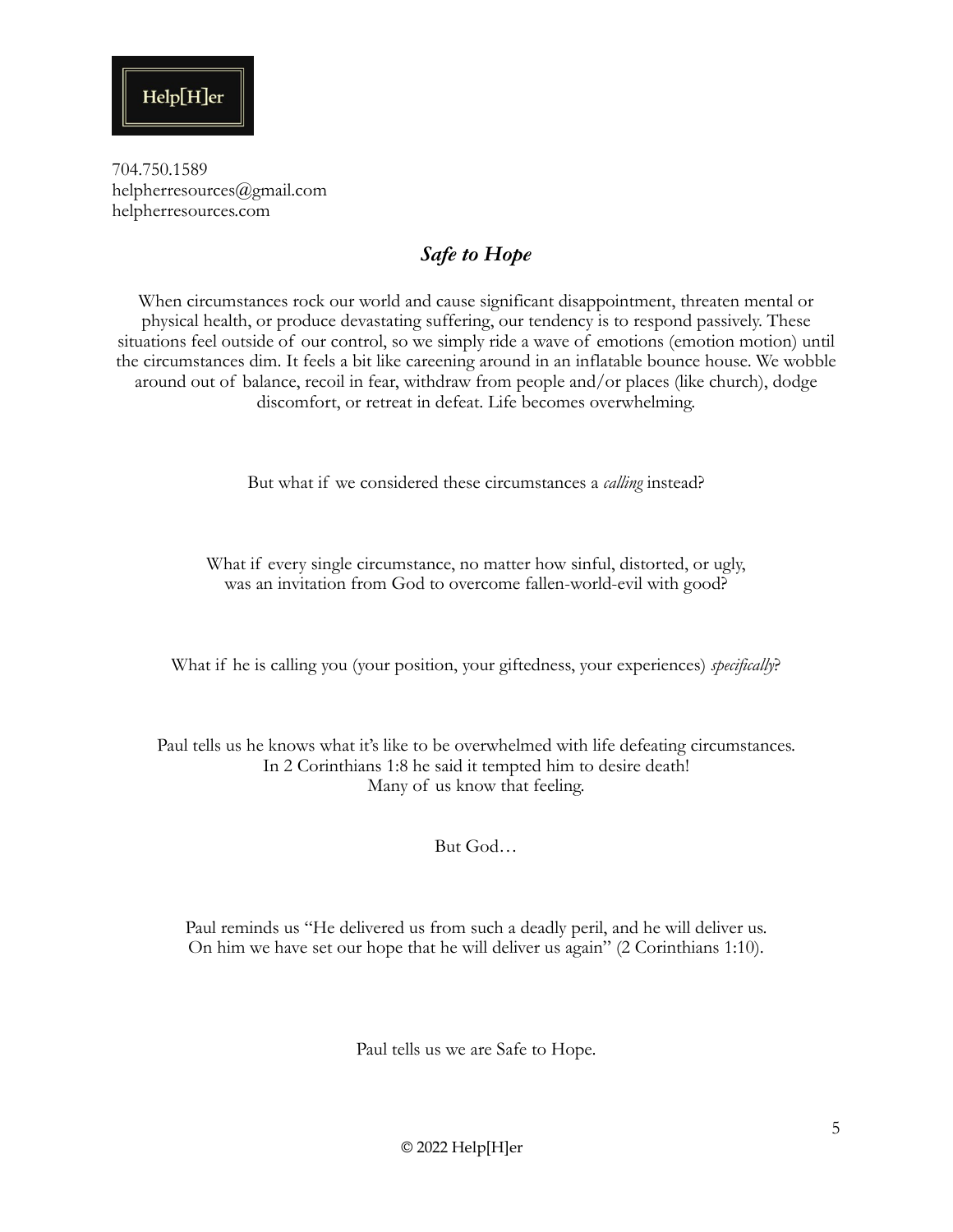Help[H]er

704.750.1589
helpherresources@gmail.com
helpherresources.com

## *Safe to Hope*

When circumstances rock our world and cause significant disappointment, threaten mental or physical health, or produce devastating suffering, our tendency is to respond passively. These situations feel outside of our control, so we simply ride a wave of emotions (emotion motion) until the circumstances dim. It feels a bit like careening around in an inflatable bounce house. We wobble around out of balance, recoil in fear, withdraw from people and/or places (like church), dodge discomfort, or retreat in defeat. Life becomes overwhelming.

But what if we considered these circumstances a *calling* instead?

What if every single circumstance, no matter how sinful, distorted, or ugly, was an invitation from God to overcome fallen-world-evil with good?

What if he is calling you (your position, your giftedness, your experiences) *specifically*?

Paul tells us he knows what it's like to be overwhelmed with life defeating circumstances. In 2 Corinthians 1:8 he said it tempted him to desire death! Many of us know that feeling.

But God…

Paul reminds us "He delivered us from such a deadly peril, and he will deliver us. On him we have set our hope that he will deliver us again" (2 Corinthians 1:10).

Paul tells us we are Safe to Hope.

© 2022 Help[H]er